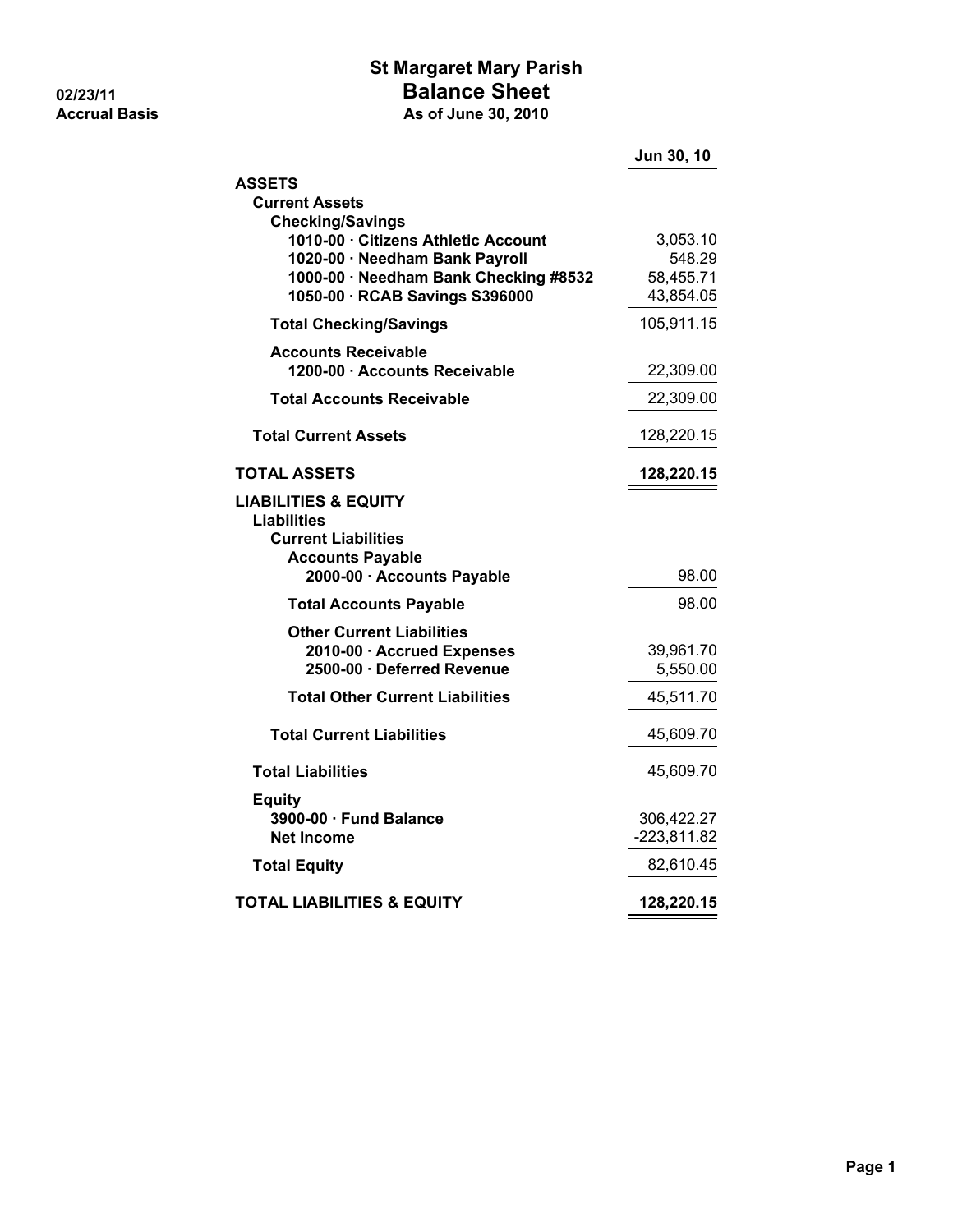# St Margaret Mary Parish

## Balance Sheet

**As of June 30, 2010**

02/23/11

Accrual Basis

| | Jun 30, 10 |
|---|---|
| **ASSETS** | |
| **Current Assets** | |
| **Checking/Savings** | |
| **1010-00 · Citizens Athletic Account** | 3,053.10 |
| **1020-00 · Needham Bank Payroll** | 548.29 |
| **1000-00 · Needham Bank Checking #8532** | 58,455.71 |
| **1050-00 · RCAB Savings S396000** | 43,854.05 |
| **Total Checking/Savings** | 105,911.15 |
| **Accounts Receivable** | |
| **1200-00 · Accounts Receivable** | 22,309.00 |
| **Total Accounts Receivable** | 22,309.00 |
| **Total Current Assets** | 128,220.15 |
| **TOTAL ASSETS** | **128,220.15** |
| **LIABILITIES & EQUITY** | |
| **Liabilities** | |
| **Current Liabilities** | |
| **Accounts Payable** | |
| **2000-00 · Accounts Payable** | 98.00 |
| **Total Accounts Payable** | 98.00 |
| **Other Current Liabilities** | |
| **2010-00 · Accrued Expenses** | 39,961.70 |
| **2500-00 · Deferred Revenue** | 5,550.00 |
| **Total Other Current Liabilities** | 45,511.70 |
| **Total Current Liabilities** | 45,609.70 |
| **Total Liabilities** | 45,609.70 |
| **Equity** | |
| **3900-00 · Fund Balance** | 306,422.27 |
| **Net Income** | -223,811.82 |
| **Total Equity** | 82,610.45 |
| **TOTAL LIABILITIES & EQUITY** | **128,220.15** |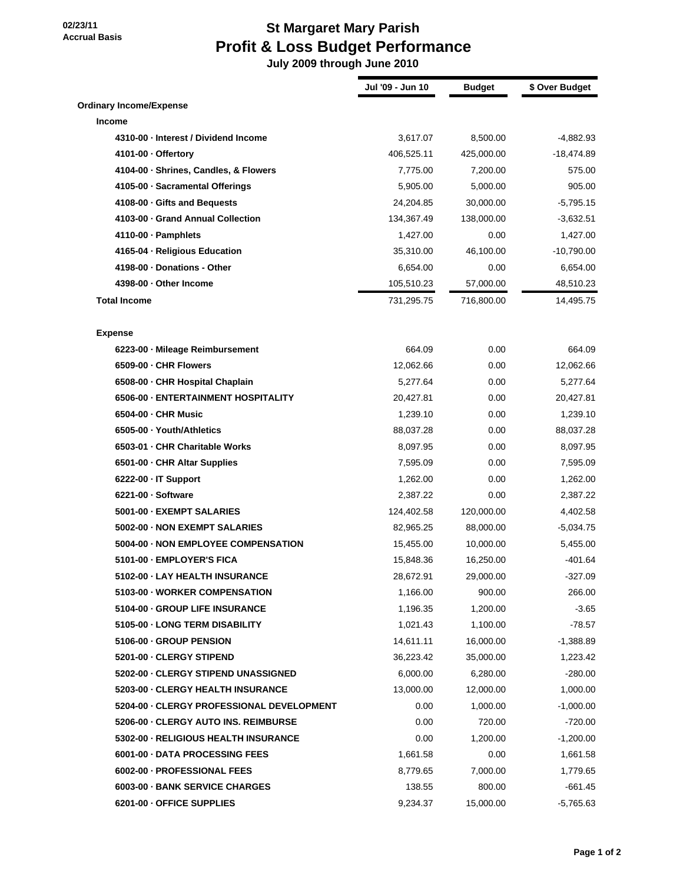02/23/11
Accrual Basis

# St Margaret Mary Parish
## Profit & Loss Budget Performance
### July 2009 through June 2010

| | Jul '09 - Jun 10 | Budget | $ Over Budget |
|---|---|---|---|
| **Ordinary Income/Expense** | | | |
| **Income** | | | |
| **4310-00 · Interest / Dividend Income** | 3,617.07 | 8,500.00 | -4,882.93 |
| **4101-00 · Offertory** | 406,525.11 | 425,000.00 | -18,474.89 |
| **4104-00 · Shrines, Candles, & Flowers** | 7,775.00 | 7,200.00 | 575.00 |
| **4105-00 · Sacramental Offerings** | 5,905.00 | 5,000.00 | 905.00 |
| **4108-00 · Gifts and Bequests** | 24,204.85 | 30,000.00 | -5,795.15 |
| **4103-00 · Grand Annual Collection** | 134,367.49 | 138,000.00 | -3,632.51 |
| **4110-00 · Pamphlets** | 1,427.00 | 0.00 | 1,427.00 |
| **4165-04 · Religious Education** | 35,310.00 | 46,100.00 | -10,790.00 |
| **4198-00 · Donations - Other** | 6,654.00 | 0.00 | 6,654.00 |
| **4398-00 · Other Income** | 105,510.23 | 57,000.00 | 48,510.23 |
| **Total Income** | 731,295.75 | 716,800.00 | 14,495.75 |
| **Expense** | | | |
| **6223-00 · Mileage Reimbursement** | 664.09 | 0.00 | 664.09 |
| **6509-00 · CHR Flowers** | 12,062.66 | 0.00 | 12,062.66 |
| **6508-00 · CHR Hospital Chaplain** | 5,277.64 | 0.00 | 5,277.64 |
| **6506-00 · ENTERTAINMENT HOSPITALITY** | 20,427.81 | 0.00 | 20,427.81 |
| **6504-00 · CHR Music** | 1,239.10 | 0.00 | 1,239.10 |
| **6505-00 · Youth/Athletics** | 88,037.28 | 0.00 | 88,037.28 |
| **6503-01 · CHR Charitable Works** | 8,097.95 | 0.00 | 8,097.95 |
| **6501-00 · CHR Altar Supplies** | 7,595.09 | 0.00 | 7,595.09 |
| **6222-00 · IT Support** | 1,262.00 | 0.00 | 1,262.00 |
| **6221-00 · Software** | 2,387.22 | 0.00 | 2,387.22 |
| **5001-00 · EXEMPT SALARIES** | 124,402.58 | 120,000.00 | 4,402.58 |
| **5002-00 · NON EXEMPT SALARIES** | 82,965.25 | 88,000.00 | -5,034.75 |
| **5004-00 · NON EMPLOYEE COMPENSATION** | 15,455.00 | 10,000.00 | 5,455.00 |
| **5101-00 · EMPLOYER'S FICA** | 15,848.36 | 16,250.00 | -401.64 |
| **5102-00 · LAY HEALTH INSURANCE** | 28,672.91 | 29,000.00 | -327.09 |
| **5103-00 · WORKER COMPENSATION** | 1,166.00 | 900.00 | 266.00 |
| **5104-00 · GROUP LIFE INSURANCE** | 1,196.35 | 1,200.00 | -3.65 |
| **5105-00 · LONG TERM DISABILITY** | 1,021.43 | 1,100.00 | -78.57 |
| **5106-00 · GROUP PENSION** | 14,611.11 | 16,000.00 | -1,388.89 |
| **5201-00 · CLERGY STIPEND** | 36,223.42 | 35,000.00 | 1,223.42 |
| **5202-00 · CLERGY STIPEND UNASSIGNED** | 6,000.00 | 6,280.00 | -280.00 |
| **5203-00 · CLERGY HEALTH INSURANCE** | 13,000.00 | 12,000.00 | 1,000.00 |
| **5204-00 · CLERGY PROFESSIONAL DEVELOPMENT** | 0.00 | 1,000.00 | -1,000.00 |
| **5206-00 · CLERGY AUTO INS. REIMBURSE** | 0.00 | 720.00 | -720.00 |
| **5302-00 · RELIGIOUS HEALTH INSURANCE** | 0.00 | 1,200.00 | -1,200.00 |
| **6001-00 · DATA PROCESSING FEES** | 1,661.58 | 0.00 | 1,661.58 |
| **6002-00 · PROFESSIONAL FEES** | 8,779.65 | 7,000.00 | 1,779.65 |
| **6003-00 · BANK SERVICE CHARGES** | 138.55 | 800.00 | -661.45 |
| **6201-00 · OFFICE SUPPLIES** | 9,234.37 | 15,000.00 | -5,765.63 |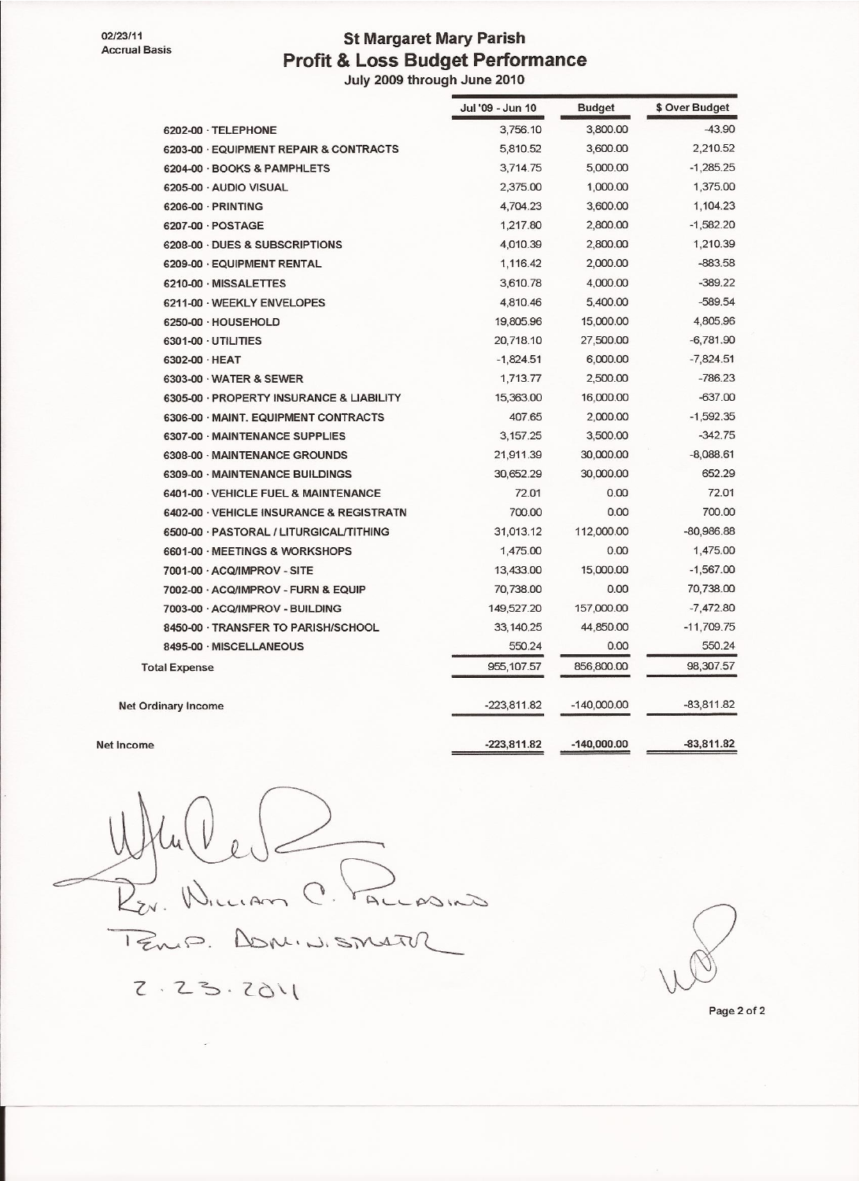02/23/11
Accrual Basis

# St Margaret Mary Parish
## Profit & Loss Budget Performance
July 2009 through June 2010

| | Jul '09 - Jun 10 | Budget | $ Over Budget |
|---|---|---|---|
| 6202-00 · TELEPHONE | 3,756.10 | 3,800.00 | -43.90 |
| 6203-00 · EQUIPMENT REPAIR & CONTRACTS | 5,810.52 | 3,600.00 | 2,210.52 |
| 6204-00 · BOOKS & PAMPHLETS | 3,714.75 | 5,000.00 | -1,285.25 |
| 6205-00 · AUDIO VISUAL | 2,375.00 | 1,000.00 | 1,375.00 |
| 6206-00 · PRINTING | 4,704.23 | 3,600.00 | 1,104.23 |
| 6207-00 · POSTAGE | 1,217.80 | 2,800.00 | -1,582.20 |
| 6208-00 · DUES & SUBSCRIPTIONS | 4,010.39 | 2,800.00 | 1,210.39 |
| 6209-00 · EQUIPMENT RENTAL | 1,116.42 | 2,000.00 | -883.58 |
| 6210-00 · MISSALETTES | 3,610.78 | 4,000.00 | -389.22 |
| 6211-00 · WEEKLY ENVELOPES | 4,810.46 | 5,400.00 | -589.54 |
| 6250-00 · HOUSEHOLD | 19,805.96 | 15,000.00 | 4,805.96 |
| 6301-00 · UTILITIES | 20,718.10 | 27,500.00 | -6,781.90 |
| 6302-00 · HEAT | -1,824.51 | 6,000.00 | -7,824.51 |
| 6303-00 · WATER & SEWER | 1,713.77 | 2,500.00 | -786.23 |
| 6305-00 · PROPERTY INSURANCE & LIABILITY | 15,363.00 | 16,000.00 | -637.00 |
| 6306-00 · MAINT. EQUIPMENT CONTRACTS | 407.65 | 2,000.00 | -1,592.35 |
| 6307-00 · MAINTENANCE SUPPLIES | 3,157.25 | 3,500.00 | -342.75 |
| 6308-00 · MAINTENANCE GROUNDS | 21,911.39 | 30,000.00 | -8,088.61 |
| 6309-00 · MAINTENANCE BUILDINGS | 30,652.29 | 30,000.00 | 652.29 |
| 6401-00 · VEHICLE FUEL & MAINTENANCE | 72.01 | 0.00 | 72.01 |
| 6402-00 · VEHICLE INSURANCE & REGISTRATN | 700.00 | 0.00 | 700.00 |
| 6500-00 · PASTORAL / LITURGICAL/TITHING | 31,013.12 | 112,000.00 | -80,986.88 |
| 6601-00 · MEETINGS & WORKSHOPS | 1,475.00 | 0.00 | 1,475.00 |
| 7001-00 · ACQ/IMPROV - SITE | 13,433.00 | 15,000.00 | -1,567.00 |
| 7002-00 · ACQ/IMPROV - FURN & EQUIP | 70,738.00 | 0.00 | 70,738.00 |
| 7003-00 · ACQ/IMPROV - BUILDING | 149,527.20 | 157,000.00 | -7,472.80 |
| 8450-00 · TRANSFER TO PARISH/SCHOOL | 33,140.25 | 44,850.00 | -11,709.75 |
| 8495-00 · MISCELLANEOUS | 550.24 | 0.00 | 550.24 |
| Total Expense | 955,107.57 | 856,800.00 | 98,307.57 |
| Net Ordinary Income | -223,811.82 | -140,000.00 | -83,811.82 |
| **Net Income** | **-223,811.82** | **-140,000.00** | **-83,811.82** |

Rev. William C. Palladino
Temp. Administrator
2.23.2011

WP